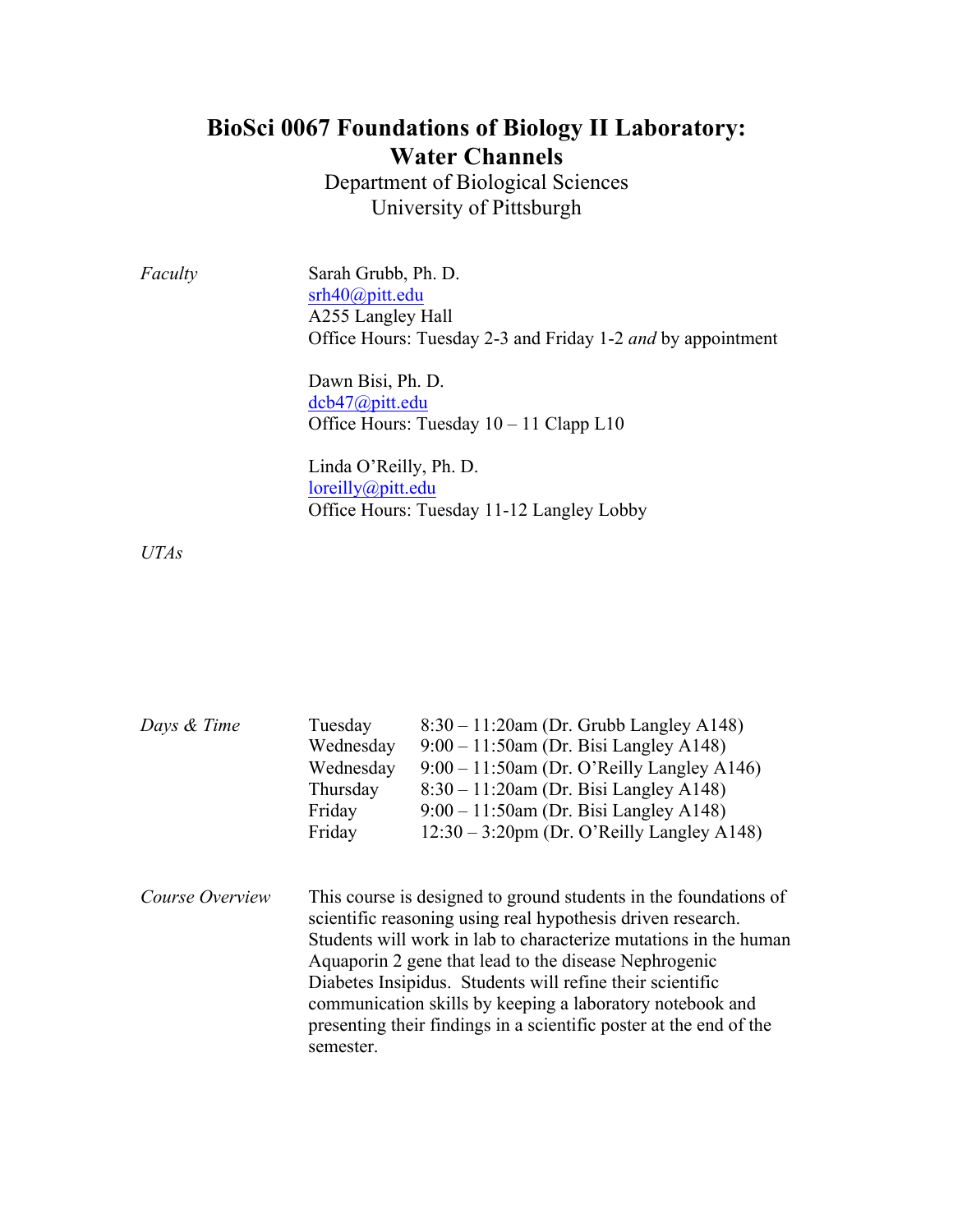# BioSci 0067 Foundations of Biology II Laboratory: Water Channels

Department of Biological Sciences
University of Pittsburgh

*Faculty*

Sarah Grubb, Ph. D.
srh40@pitt.edu
A255 Langley Hall
Office Hours: Tuesday 2-3 and Friday 1-2 *and* by appointment

Dawn Bisi, Ph. D.
dcb47@pitt.edu
Office Hours: Tuesday 10 – 11 Clapp L10

Linda O'Reilly, Ph. D.
loreilly@pitt.edu
Office Hours: Tuesday 11-12 Langley Lobby

*UTAs*

*Days & Time*

| | |
|---|---|
| Tuesday | 8:30 – 11:20am (Dr. Grubb Langley A148) |
| Wednesday | 9:00 – 11:50am (Dr. Bisi Langley A148) |
| Wednesday | 9:00 – 11:50am (Dr. O'Reilly Langley A146) |
| Thursday | 8:30 – 11:20am (Dr. Bisi Langley A148) |
| Friday | 9:00 – 11:50am (Dr. Bisi Langley A148) |
| Friday | 12:30 – 3:20pm (Dr. O'Reilly Langley A148) |

*Course Overview*

This course is designed to ground students in the foundations of scientific reasoning using real hypothesis driven research. Students will work in lab to characterize mutations in the human Aquaporin 2 gene that lead to the disease Nephrogenic Diabetes Insipidus. Students will refine their scientific communication skills by keeping a laboratory notebook and presenting their findings in a scientific poster at the end of the semester.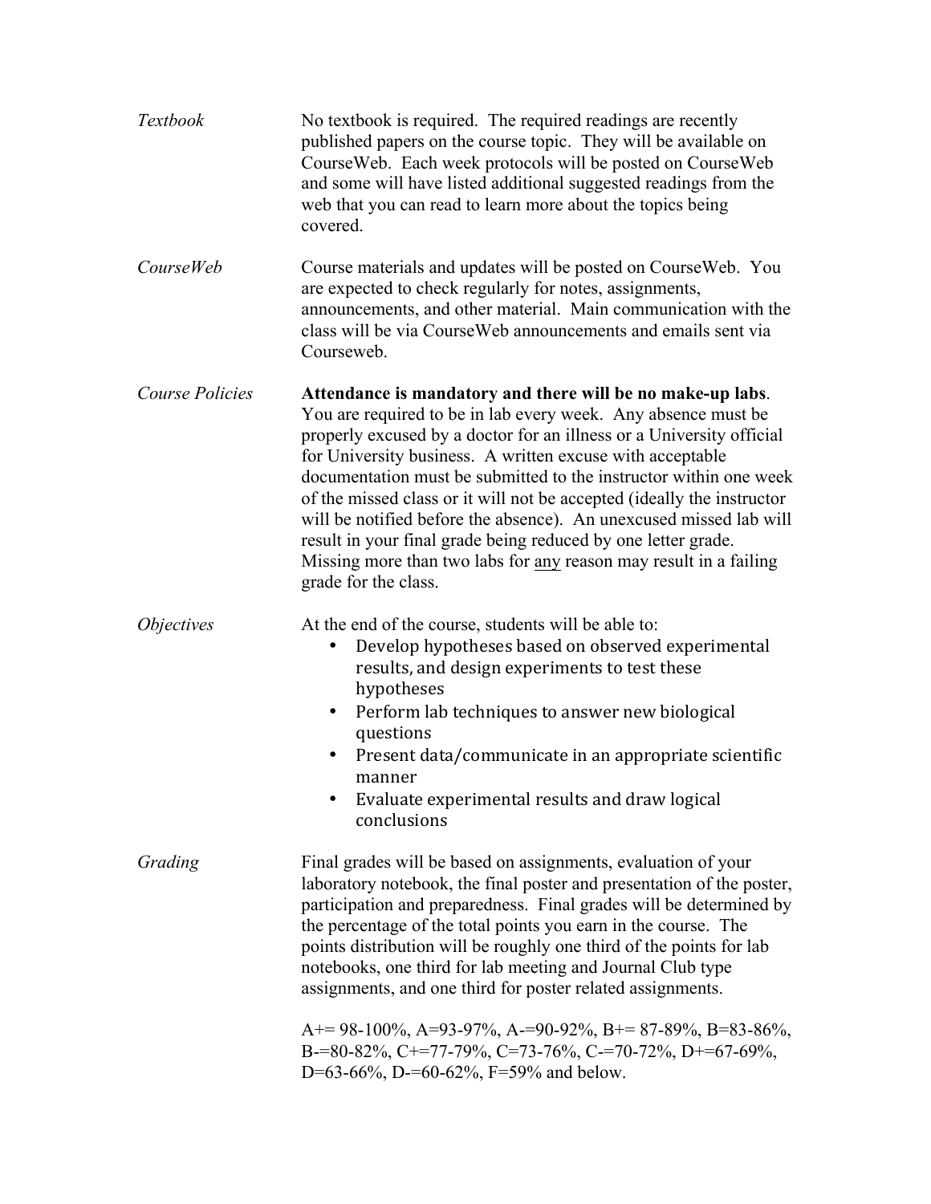*Textbook*

No textbook is required. The required readings are recently published papers on the course topic. They will be available on CourseWeb. Each week protocols will be posted on CourseWeb and some will have listed additional suggested readings from the web that you can read to learn more about the topics being covered.

*CourseWeb*

Course materials and updates will be posted on CourseWeb. You are expected to check regularly for notes, assignments, announcements, and other material. Main communication with the class will be via CourseWeb announcements and emails sent via Courseweb.

*Course Policies*

**Attendance is mandatory and there will be no make-up labs**. You are required to be in lab every week. Any absence must be properly excused by a doctor for an illness or a University official for University business. A written excuse with acceptable documentation must be submitted to the instructor within one week of the missed class or it will not be accepted (ideally the instructor will be notified before the absence). An unexcused missed lab will result in your final grade being reduced by one letter grade. Missing more than two labs for <u>any</u> reason may result in a failing grade for the class.

*Objectives*

At the end of the course, students will be able to:

- Develop hypotheses based on observed experimental results, and design experiments to test these hypotheses
- Perform lab techniques to answer new biological questions
- Present data/communicate in an appropriate scientific manner
- Evaluate experimental results and draw logical conclusions

*Grading*

Final grades will be based on assignments, evaluation of your laboratory notebook, the final poster and presentation of the poster, participation and preparedness. Final grades will be determined by the percentage of the total points you earn in the course. The points distribution will be roughly one third of the points for lab notebooks, one third for lab meeting and Journal Club type assignments, and one third for poster related assignments.

A+= 98-100%, A=93-97%, A-=90-92%, B+= 87-89%, B=83-86%, B-=80-82%, C+=77-79%, C=73-76%, C-=70-72%, D+=67-69%, D=63-66%, D-=60-62%, F=59% and below.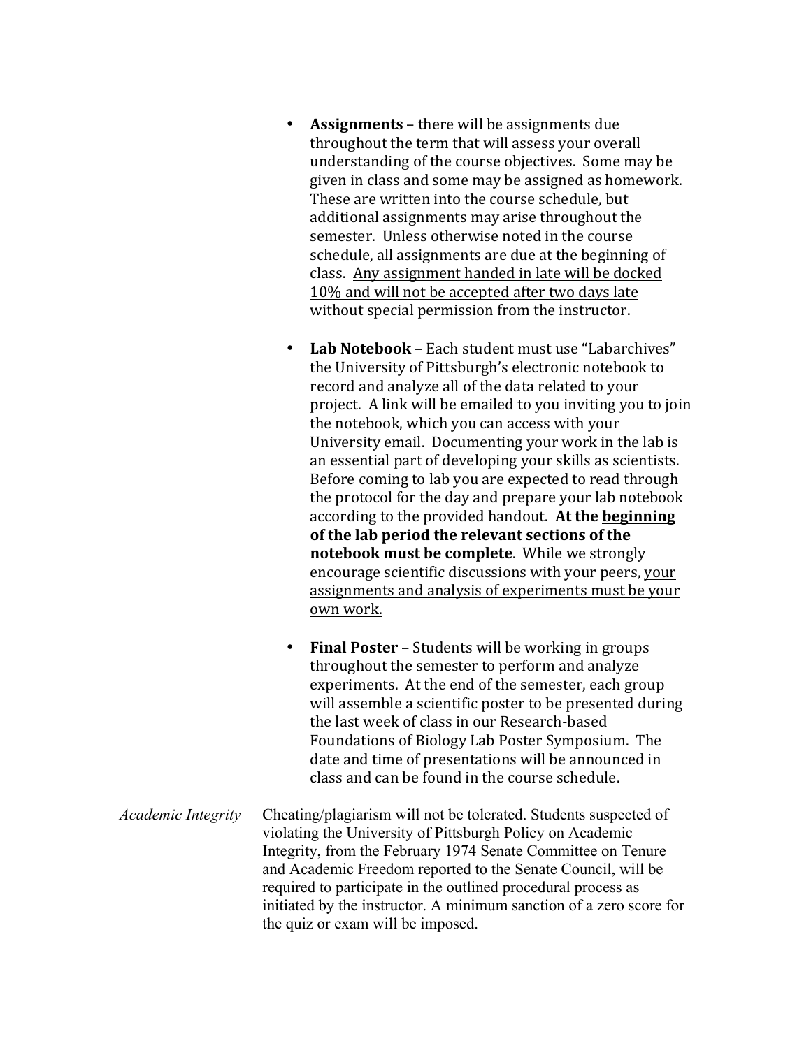- **Assignments** – there will be assignments due throughout the term that will assess your overall understanding of the course objectives. Some may be given in class and some may be assigned as homework. These are written into the course schedule, but additional assignments may arise throughout the semester. Unless otherwise noted in the course schedule, all assignments are due at the beginning of class. <u>Any assignment handed in late will be docked 10% and will not be accepted after two days late</u> without special permission from the instructor.

- **Lab Notebook** – Each student must use "Labarchives" the University of Pittsburgh's electronic notebook to record and analyze all of the data related to your project. A link will be emailed to you inviting you to join the notebook, which you can access with your University email. Documenting your work in the lab is an essential part of developing your skills as scientists. Before coming to lab you are expected to read through the protocol for the day and prepare your lab notebook according to the provided handout. **At the <u>beginning</u> of the lab period the relevant sections of the notebook must be complete**. While we strongly encourage scientific discussions with your peers, <u>your assignments and analysis of experiments must be your own work.</u>

- **Final Poster** – Students will be working in groups throughout the semester to perform and analyze experiments. At the end of the semester, each group will assemble a scientific poster to be presented during the last week of class in our Research-based Foundations of Biology Lab Poster Symposium. The date and time of presentations will be announced in class and can be found in the course schedule.

*Academic Integrity* Cheating/plagiarism will not be tolerated. Students suspected of violating the University of Pittsburgh Policy on Academic Integrity, from the February 1974 Senate Committee on Tenure and Academic Freedom reported to the Senate Council, will be required to participate in the outlined procedural process as initiated by the instructor. A minimum sanction of a zero score for the quiz or exam will be imposed.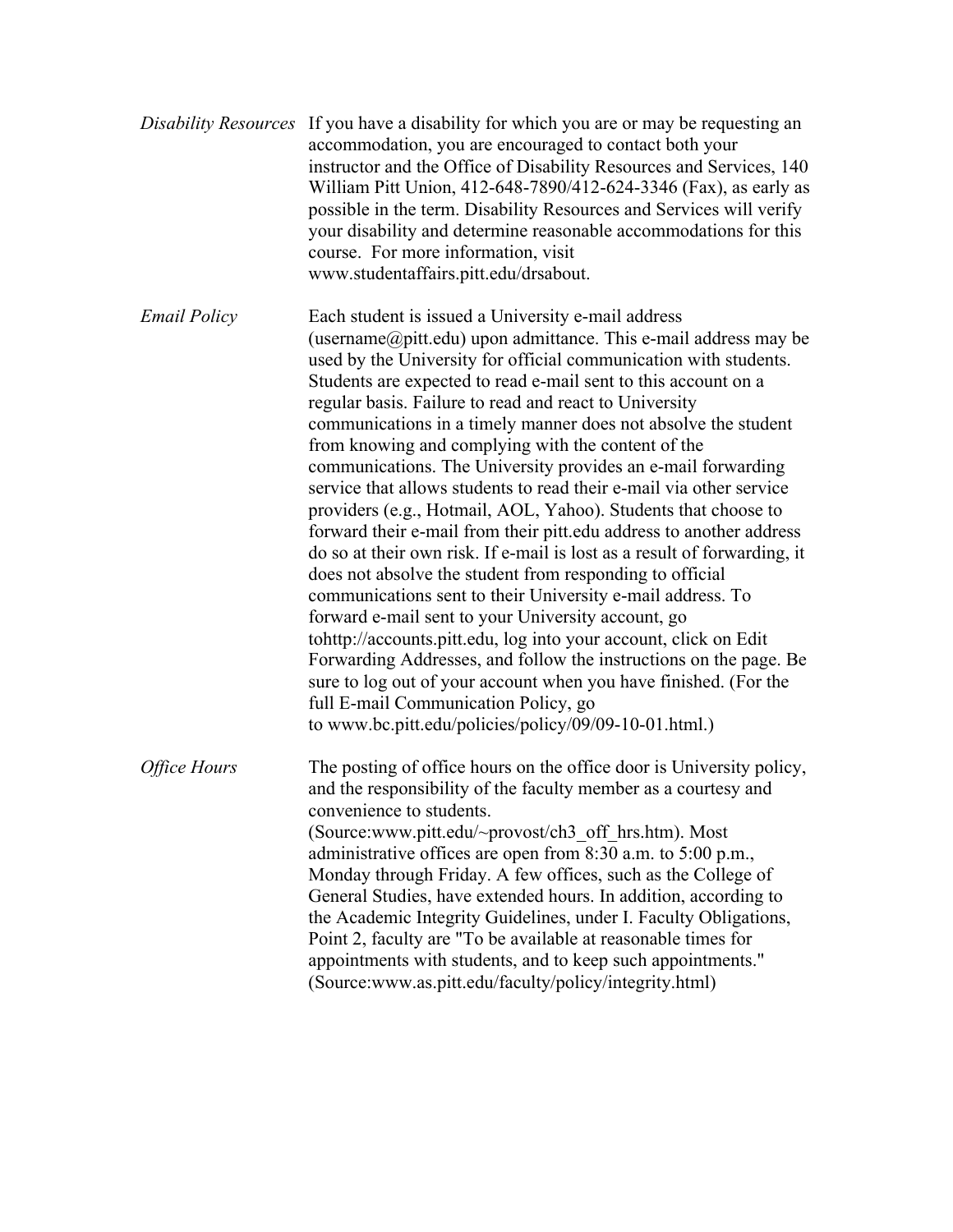*Disability Resources* If you have a disability for which you are or may be requesting an accommodation, you are encouraged to contact both your instructor and the Office of Disability Resources and Services, 140 William Pitt Union, 412-648-7890/412-624-3346 (Fax), as early as possible in the term. Disability Resources and Services will verify your disability and determine reasonable accommodations for this course. For more information, visit www.studentaffairs.pitt.edu/drsabout.

*Email Policy* Each student is issued a University e-mail address (username@pitt.edu) upon admittance. This e-mail address may be used by the University for official communication with students. Students are expected to read e-mail sent to this account on a regular basis. Failure to read and react to University communications in a timely manner does not absolve the student from knowing and complying with the content of the communications. The University provides an e-mail forwarding service that allows students to read their e-mail via other service providers (e.g., Hotmail, AOL, Yahoo). Students that choose to forward their e-mail from their pitt.edu address to another address do so at their own risk. If e-mail is lost as a result of forwarding, it does not absolve the student from responding to official communications sent to their University e-mail address. To forward e-mail sent to your University account, go tohttp://accounts.pitt.edu, log into your account, click on Edit Forwarding Addresses, and follow the instructions on the page. Be sure to log out of your account when you have finished. (For the full E-mail Communication Policy, go to www.bc.pitt.edu/policies/policy/09/09-10-01.html.)

*Office Hours* The posting of office hours on the office door is University policy, and the responsibility of the faculty member as a courtesy and convenience to students. (Source:www.pitt.edu/~provost/ch3_off_hrs.htm). Most administrative offices are open from 8:30 a.m. to 5:00 p.m., Monday through Friday. A few offices, such as the College of General Studies, have extended hours. In addition, according to the Academic Integrity Guidelines, under I. Faculty Obligations, Point 2, faculty are "To be available at reasonable times for appointments with students, and to keep such appointments." (Source:www.as.pitt.edu/faculty/policy/integrity.html)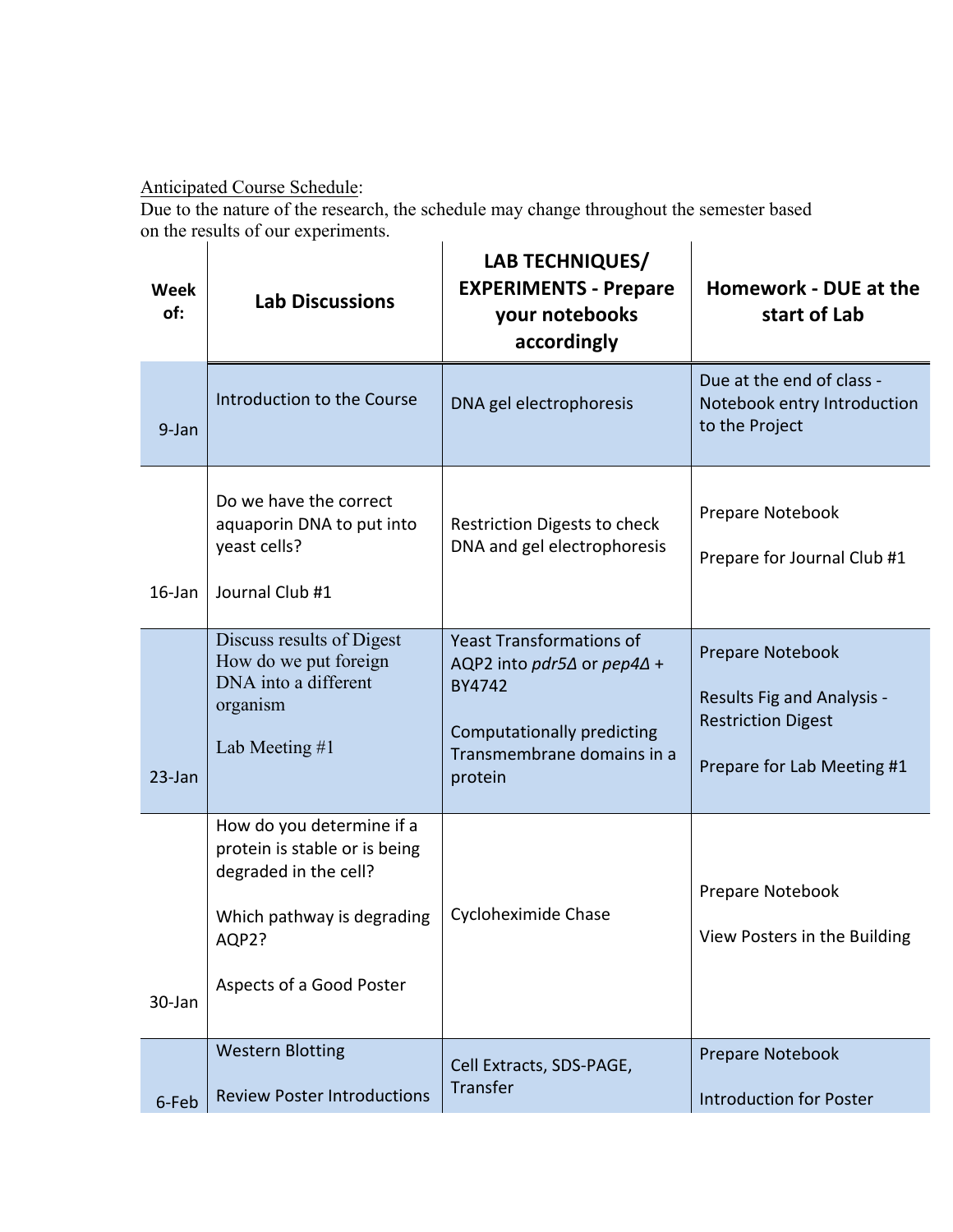Anticipated Course Schedule:
Due to the nature of the research, the schedule may change throughout the semester based on the results of our experiments.

| Week of: | Lab Discussions | LAB TECHNIQUES/ EXPERIMENTS - Prepare your notebooks accordingly | Homework - DUE at the start of Lab |
|---|---|---|---|
| 9-Jan | Introduction to the Course | DNA gel electrophoresis | Due at the end of class - Notebook entry Introduction to the Project |
| 16-Jan | Do we have the correct aquaporin DNA to put into yeast cells?<br><br>Journal Club #1 | Restriction Digests to check DNA and gel electrophoresis | Prepare Notebook<br><br>Prepare for Journal Club #1 |
| 23-Jan | Discuss results of Digest How do we put foreign DNA into a different organism<br><br>Lab Meeting #1 | Yeast Transformations of AQP2 into *pdr5Δ* or *pep4Δ* + BY4742<br><br>Computationally predicting Transmembrane domains in a protein | Prepare Notebook<br><br>Results Fig and Analysis - Restriction Digest<br><br>Prepare for Lab Meeting #1 |
| 30-Jan | How do you determine if a protein is stable or is being degraded in the cell?<br><br>Which pathway is degrading AQP2?<br><br>Aspects of a Good Poster | Cycloheximide Chase | Prepare Notebook<br><br>View Posters in the Building |
| 6-Feb | Western Blotting<br><br>Review Poster Introductions | Cell Extracts, SDS-PAGE, Transfer | Prepare Notebook<br><br>Introduction for Poster |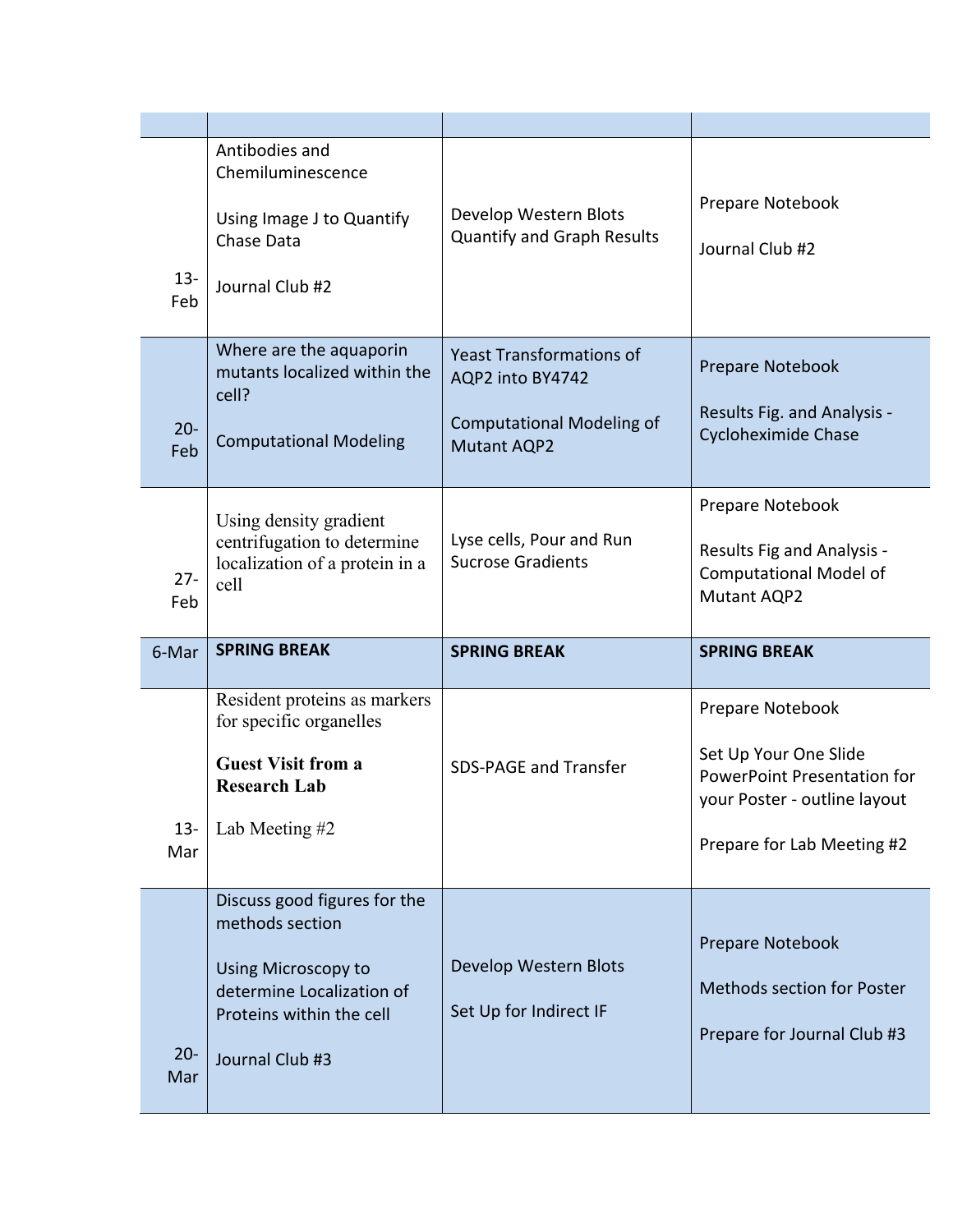| | | | |
|---|---|---|---|
| 13-Feb | Antibodies and Chemiluminescence<br><br>Using Image J to Quantify Chase Data<br><br>Journal Club #2 | Develop Western Blots Quantify and Graph Results | Prepare Notebook<br><br>Journal Club #2 |
| 20-Feb | Where are the aquaporin mutants localized within the cell?<br><br>Computational Modeling | Yeast Transformations of AQP2 into BY4742<br><br>Computational Modeling of Mutant AQP2 | Prepare Notebook<br><br>Results Fig. and Analysis - Cycloheximide Chase |
| 27-Feb | Using density gradient centrifugation to determine localization of a protein in a cell | Lyse cells, Pour and Run Sucrose Gradients | Prepare Notebook<br><br>Results Fig and Analysis - Computational Model of Mutant AQP2 |
| 6-Mar | **SPRING BREAK** | **SPRING BREAK** | **SPRING BREAK** |
| 13-Mar | Resident proteins as markers for specific organelles<br><br>**Guest Visit from a Research Lab**<br><br>Lab Meeting #2 | SDS-PAGE and Transfer | Prepare Notebook<br><br>Set Up Your One Slide PowerPoint Presentation for your Poster - outline layout<br><br>Prepare for Lab Meeting #2 |
| 20-Mar | Discuss good figures for the methods section<br><br>Using Microscopy to determine Localization of Proteins within the cell<br><br>Journal Club #3 | Develop Western Blots<br><br>Set Up for Indirect IF | Prepare Notebook<br><br>Methods section for Poster<br><br>Prepare for Journal Club #3 |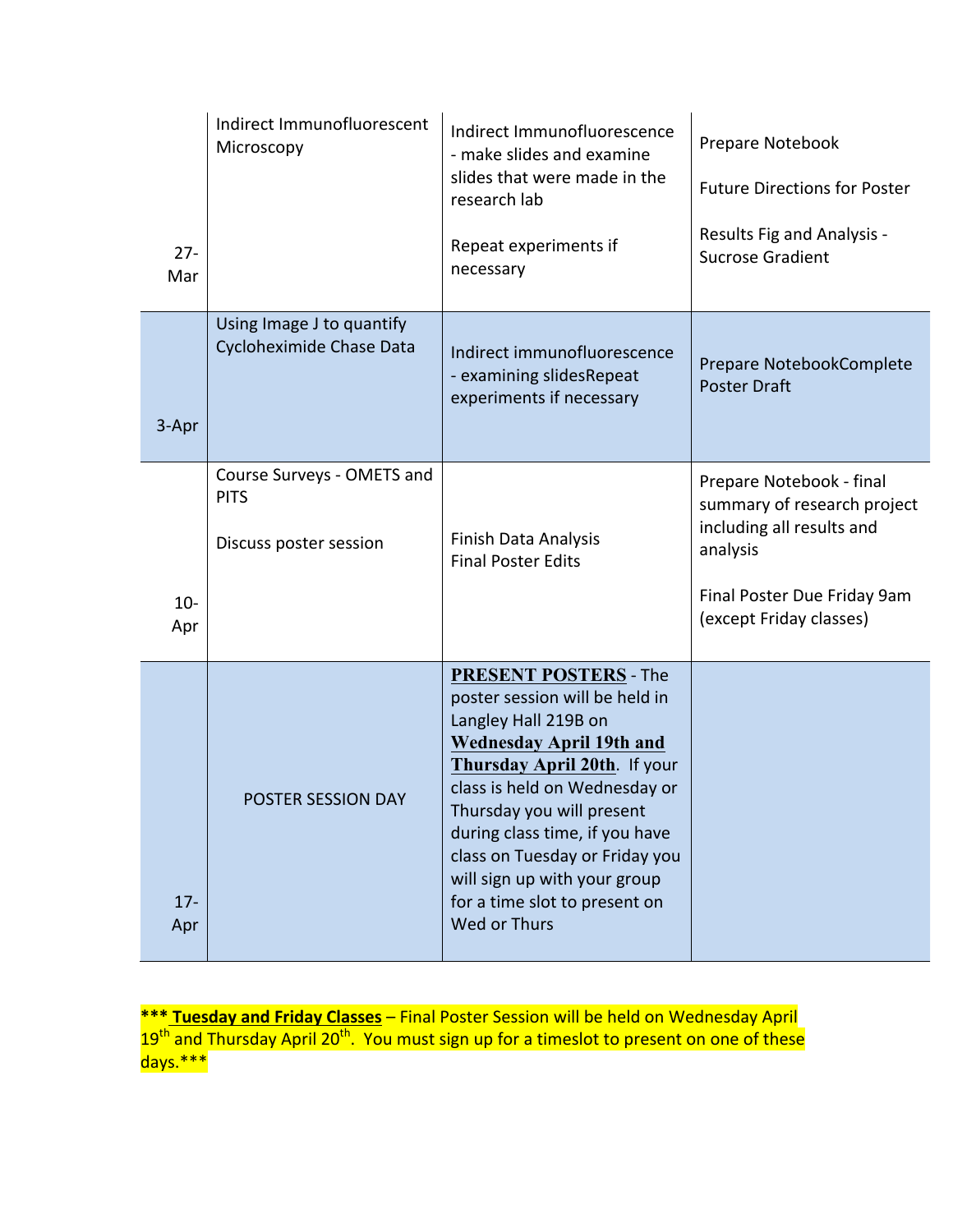| | | | |
|---|---|---|---|
| 27-Mar | Indirect Immunofluorescent Microscopy | Indirect Immunofluorescence - make slides and examine slides that were made in the research lab<br><br>Repeat experiments if necessary | Prepare Notebook<br><br>Future Directions for Poster<br><br>Results Fig and Analysis - Sucrose Gradient |
| 3-Apr | Using Image J to quantify Cycloheximide Chase Data | Indirect immunofluorescence - examining slidesRepeat experiments if necessary | Prepare NotebookComplete Poster Draft |
| 10-Apr | Course Surveys - OMETS and PITS<br><br>Discuss poster session | Finish Data Analysis<br>Final Poster Edits | Prepare Notebook - final summary of research project including all results and analysis<br><br>Final Poster Due Friday 9am (except Friday classes) |
| 17-Apr | POSTER SESSION DAY | **PRESENT POSTERS** - The poster session will be held in Langley Hall 219B on **Wednesday April 19th and Thursday April 20th**. If your class is held on Wednesday or Thursday you will present during class time, if you have class on Tuesday or Friday you will sign up with your group for a time slot to present on Wed or Thurs | |

**\*\*\* Tuesday and Friday Classes** – Final Poster Session will be held on Wednesday April 19th and Thursday April 20th. You must sign up for a timeslot to present on one of these days.\*\*\*